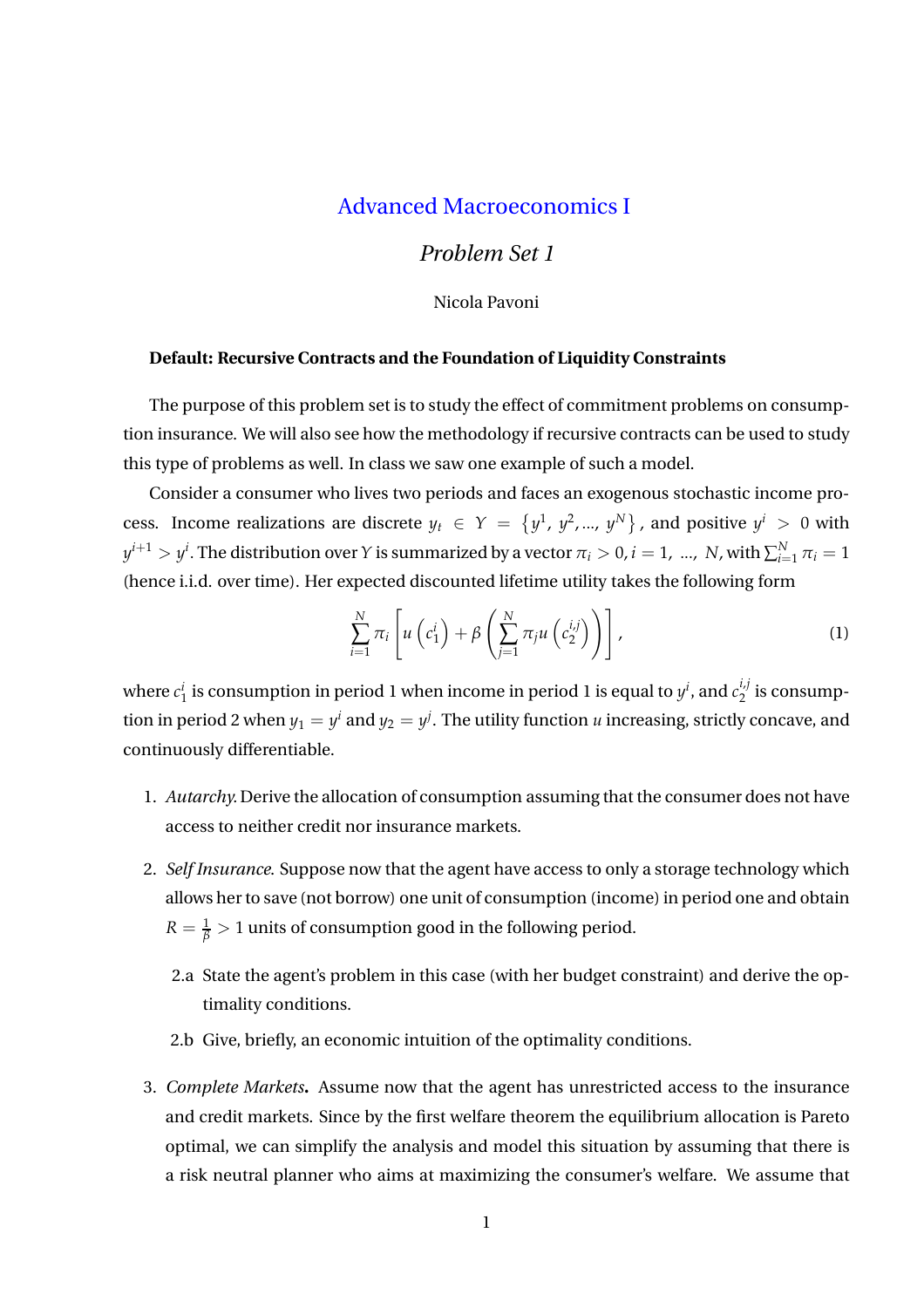# Advanced Macroeconomics I

## *Problem Set 1*

Nicola Pavoni

**Default: Recursive Contracts and the Foundation of Liquidity Constraints**

The purpose of this problem set is to study the effect of commitment problems on consumption insurance. We will also see how the methodology if recursive contracts can be used to study this type of problems as well. In class we saw one example of such a model.

Consider a consumer who lives two periods and faces an exogenous stochastic income process. Income realizations are discrete $y_t \in Y = \{y^1, y^2, ..., y^N\}$, and positive $y^i > 0$ with $y^{i+1} > y^i$. The distribution over $Y$ is summarized by a vector $\pi_i > 0, i = 1, ..., N$, with $\sum_{i=1}^N \pi_i = 1$ (hence i.i.d. over time). Her expected discounted lifetime utility takes the following form

$$\sum_{i=1}^{N} \pi_i \left[ u\left(c_1^i\right) + \beta \left( \sum_{j=1}^{N} \pi_j u\left(c_2^{i,j}\right) \right) \right], \tag{1}$$

where $c_1^i$ is consumption in period 1 when income in period 1 is equal to $y^i$, and $c_2^{i,j}$ is consumption in period 2 when $y_1 = y^i$ and $y_2 = y^j$. The utility function $u$ increasing, strictly concave, and continuously differentiable.

1. *Autarchy.* Derive the allocation of consumption assuming that the consumer does not have access to neither credit nor insurance markets.

2. *Self Insurance.* Suppose now that the agent have access to only a storage technology which allows her to save (not borrow) one unit of consumption (income) in period one and obtain $R = \frac{1}{\beta} > 1$ units of consumption good in the following period.

   2.a State the agent's problem in this case (with her budget constraint) and derive the optimality conditions.

   2.b Give, briefly, an economic intuition of the optimality conditions.

3. *Complete Markets.* Assume now that the agent has unrestricted access to the insurance and credit markets. Since by the first welfare theorem the equilibrium allocation is Pareto optimal, we can simplify the analysis and model this situation by assuming that there is a risk neutral planner who aims at maximizing the consumer's welfare. We assume that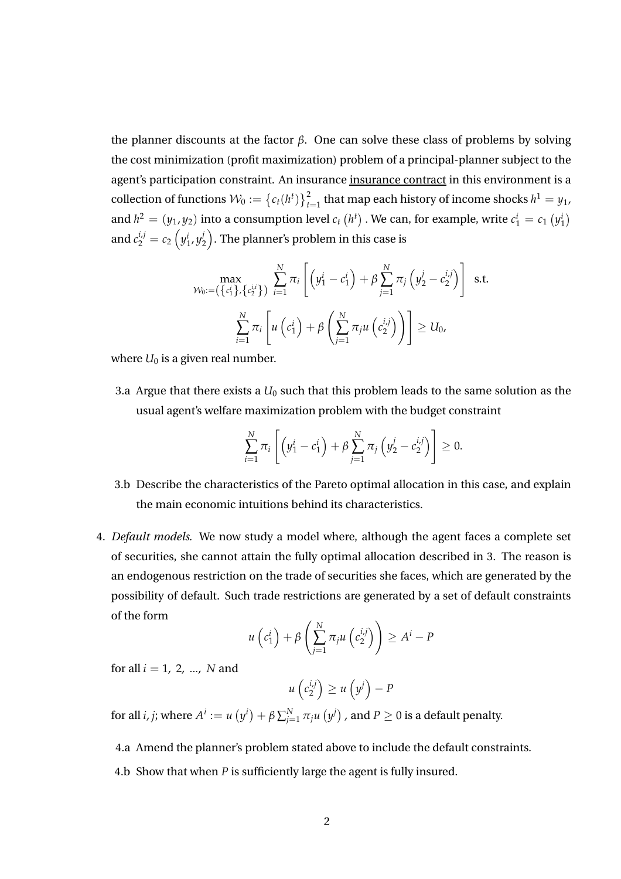the planner discounts at the factor $\beta$. One can solve these class of problems by solving the cost minimization (profit maximization) problem of a principal-planner subject to the agent's participation constraint. An insurance insurance contract in this environment is a collection of functions $\mathcal{W}_0 := \{c_t(h^t)\}_{t=1}^{2}$ that map each history of income shocks $h^1 = y_1$, and $h^2 = (y_1, y_2)$ into a consumption level $c_t(h^t)$. We can, for example, write $c_1^i = c_1(y_1^i)$ and $c_2^{i,j} = c_2\left(y_1^i, y_2^j\right)$. The planner's problem in this case is

$$\max_{\mathcal{W}_0 := \left(\{c_1^i\}, \{c_2^{i,i}\}\right)} \sum_{i=1}^{N} \pi_i \left[ \left(y_1^i - c_1^i\right) + \beta \sum_{j=1}^{N} \pi_j \left(y_2^j - c_2^{i,j}\right) \right] \text{ s.t.}$$

$$\sum_{i=1}^{N} \pi_i \left[ u\left(c_1^i\right) + \beta \left( \sum_{j=1}^{N} \pi_j u\left(c_2^{i,j}\right) \right) \right] \geq U_0,$$

where $U_0$ is a given real number.

3.a Argue that there exists a $U_0$ such that this problem leads to the same solution as the usual agent's welfare maximization problem with the budget constraint

$$\sum_{i=1}^{N} \pi_i \left[ \left(y_1^i - c_1^i\right) + \beta \sum_{j=1}^{N} \pi_j \left(y_2^j - c_2^{i,j}\right) \right] \geq 0.$$

3.b Describe the characteristics of the Pareto optimal allocation in this case, and explain the main economic intuitions behind its characteristics.

4. *Default models.* We now study a model where, although the agent faces a complete set of securities, she cannot attain the fully optimal allocation described in 3. The reason is an endogenous restriction on the trade of securities she faces, which are generated by the possibility of default. Such trade restrictions are generated by a set of default constraints of the form

$$u\left(c_1^i\right) + \beta \left( \sum_{j=1}^{N} \pi_j u\left(c_2^{i,j}\right) \right) \geq A^i - P$$

for all $i = 1, 2, \ldots, N$ and

$$u\left(c_2^{i,j}\right) \geq u\left(y^j\right) - P$$

for all $i, j$; where $A^i := u\left(y^i\right) + \beta \sum_{j=1}^{N} \pi_j u\left(y^j\right)$, and $P \geq 0$ is a default penalty.

4.a Amend the planner's problem stated above to include the default constraints.

4.b Show that when $P$ is sufficiently large the agent is fully insured.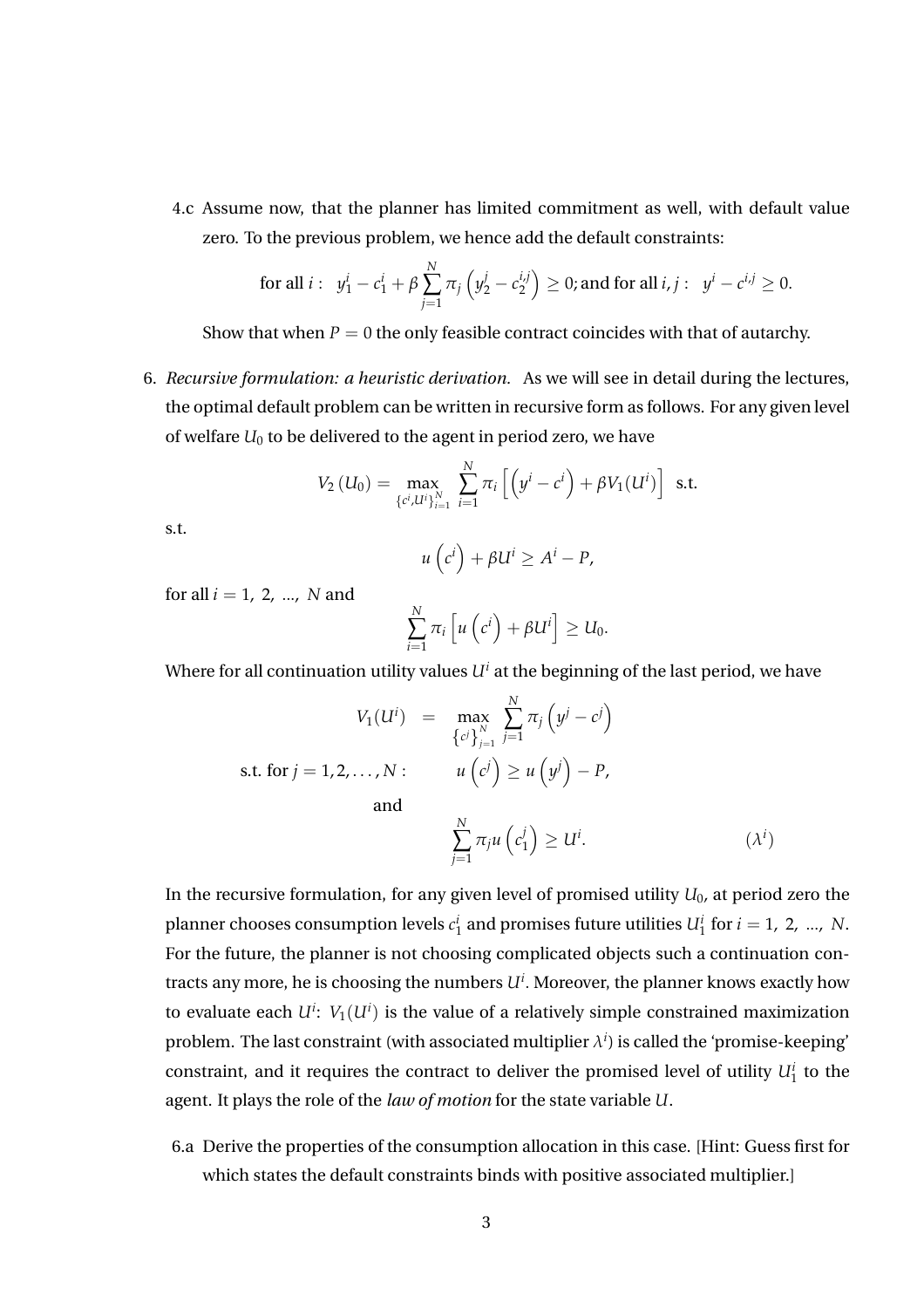4.c Assume now, that the planner has limited commitment as well, with default value zero. To the previous problem, we hence add the default constraints:

$$\text{for all } i: \;\; y_1^i - c_1^i + \beta \sum_{j=1}^{N} \pi_j \left( y_2^j - c_2^{i,j} \right) \geq 0; \text{and for all } i, j: \;\; y^i - c^{i,j} \geq 0.$$

Show that when $P = 0$ the only feasible contract coincides with that of autarchy.

6. *Recursive formulation: a heuristic derivation.* As we will see in detail during the lectures, the optimal default problem can be written in recursive form as follows. For any given level of welfare $U_0$ to be delivered to the agent in period zero, we have

$$V_2\left(U_0\right) = \max_{\{c^i, U^i\}_{i=1}^N} \sum_{i=1}^{N} \pi_i \left[ \left( y^i - c^i \right) + \beta V_1(U^i) \right] \;\; \text{s.t.}$$

s.t.

$$u\left(c^i\right) + \beta U^i \geq A^i - P,$$

for all $i = 1, 2, ..., N$ and

$$\sum_{i=1}^{N} \pi_i \left[ u\left(c^i\right) + \beta U^i \right] \geq U_0.$$

Where for all continuation utility values $U^i$ at the beginning of the last period, we have

$$V_1(U^i) = \max_{\{c^j\}_{j=1}^N} \sum_{j=1}^{N} \pi_j \left( y^j - c^j \right)$$

$$\text{s.t. for } j = 1, 2, \ldots, N: \quad u\left(c^j\right) \geq u\left(y^j\right) - P,$$

and

$$\sum_{j=1}^{N} \pi_j u\left(c_1^j\right) \geq U^i. \qquad (\lambda^i)$$

In the recursive formulation, for any given level of promised utility $U_0$, at period zero the planner chooses consumption levels $c_1^i$ and promises future utilities $U_1^i$ for $i = 1, 2, ..., N$. For the future, the planner is not choosing complicated objects such a continuation contracts any more, he is choosing the numbers $U^i$. Moreover, the planner knows exactly how to evaluate each $U^i$: $V_1(U^i)$ is the value of a relatively simple constrained maximization problem. The last constraint (with associated multiplier $\lambda^i$) is called the 'promise-keeping' constraint, and it requires the contract to deliver the promised level of utility $U_1^i$ to the agent. It plays the role of the *law of motion* for the state variable $U$.

6.a Derive the properties of the consumption allocation in this case. [Hint: Guess first for which states the default constraints binds with positive associated multiplier.]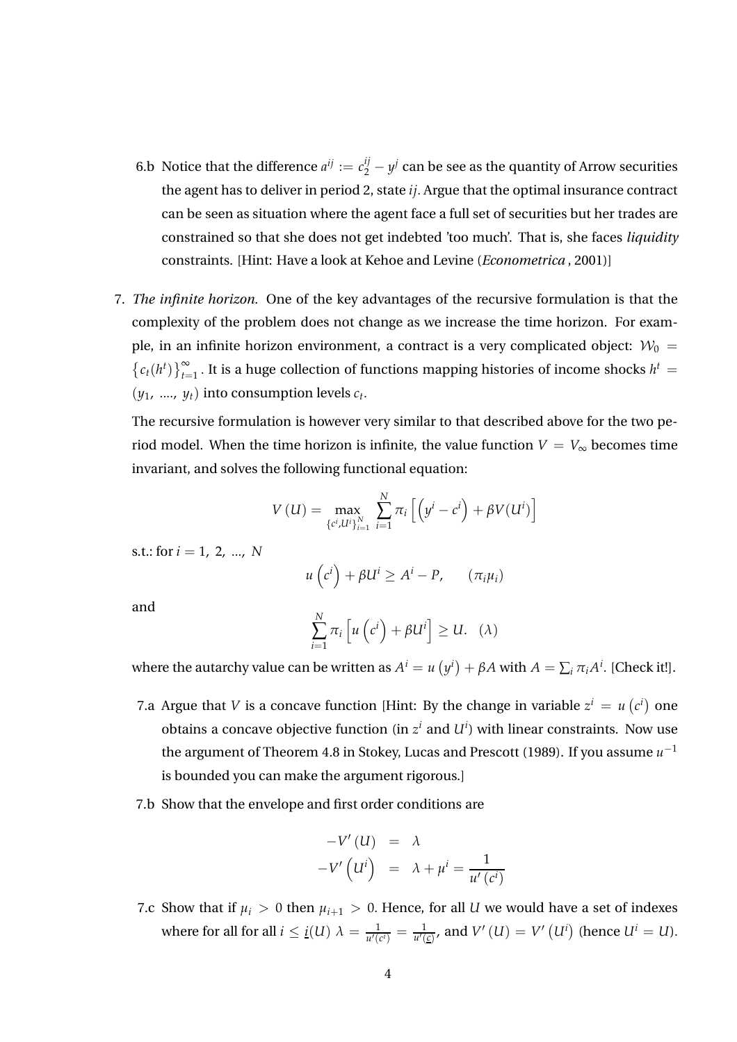6.b Notice that the difference $a^{ij} := c_2^{ij} - y^j$ can be see as the quantity of Arrow securities the agent has to deliver in period 2, state $ij$. Argue that the optimal insurance contract can be seen as situation where the agent face a full set of securities but her trades are constrained so that she does not get indebted 'too much'. That is, she faces *liquidity* constraints. [Hint: Have a look at Kehoe and Levine (*Econometrica*, 2001)]

7. *The infinite horizon.* One of the key advantages of the recursive formulation is that the complexity of the problem does not change as we increase the time horizon. For example, in an infinite horizon environment, a contract is a very complicated object: $\mathcal{W}_0 = \{c_t(h^t)\}_{t=1}^{\infty}$. It is a huge collection of functions mapping histories of income shocks $h^t = (y_1, \ldots, y_t)$ into consumption levels $c_t$.

   The recursive formulation is however very similar to that described above for the two period model. When the time horizon is infinite, the value function $V = V_\infty$ becomes time invariant, and solves the following functional equation:

$$V(U) = \max_{\{c^i, U^i\}_{i=1}^N} \sum_{i=1}^N \pi_i \left[ \left( y^i - c^i \right) + \beta V(U^i) \right]$$

   s.t.: for $i = 1, 2, \ldots, N$

$$u\left(c^i\right) + \beta U^i \geq A^i - P, \qquad (\pi_i \mu_i)$$

   and

$$\sum_{i=1}^N \pi_i \left[ u\left(c^i\right) + \beta U^i \right] \geq U. \quad (\lambda)$$

   where the autarchy value can be written as $A^i = u\left(y^i\right) + \beta A$ with $A = \sum_i \pi_i A^i$. [Check it!].

   7.a Argue that $V$ is a concave function [Hint: By the change in variable $z^i = u\left(c^i\right)$ one obtains a concave objective function (in $z^i$ and $U^i$) with linear constraints. Now use the argument of Theorem 4.8 in Stokey, Lucas and Prescott (1989). If you assume $u^{-1}$ is bounded you can make the argument rigorous.]

   7.b Show that the envelope and first order conditions are

$$\begin{aligned} -V'(U) &= \lambda \\ -V'\left(U^i\right) &= \lambda + \mu^i = \frac{1}{u'\left(c^i\right)} \end{aligned}$$

   7.c Show that if $\mu_i > 0$ then $\mu_{i+1} > 0$. Hence, for all $U$ we would have a set of indexes where for all for all $i \leq \underline{i}(U)$ $\lambda = \frac{1}{u'(c^i)} = \frac{1}{u'(\underline{c})}$, and $V'(U) = V'\left(U^i\right)$ (hence $U^i = U$).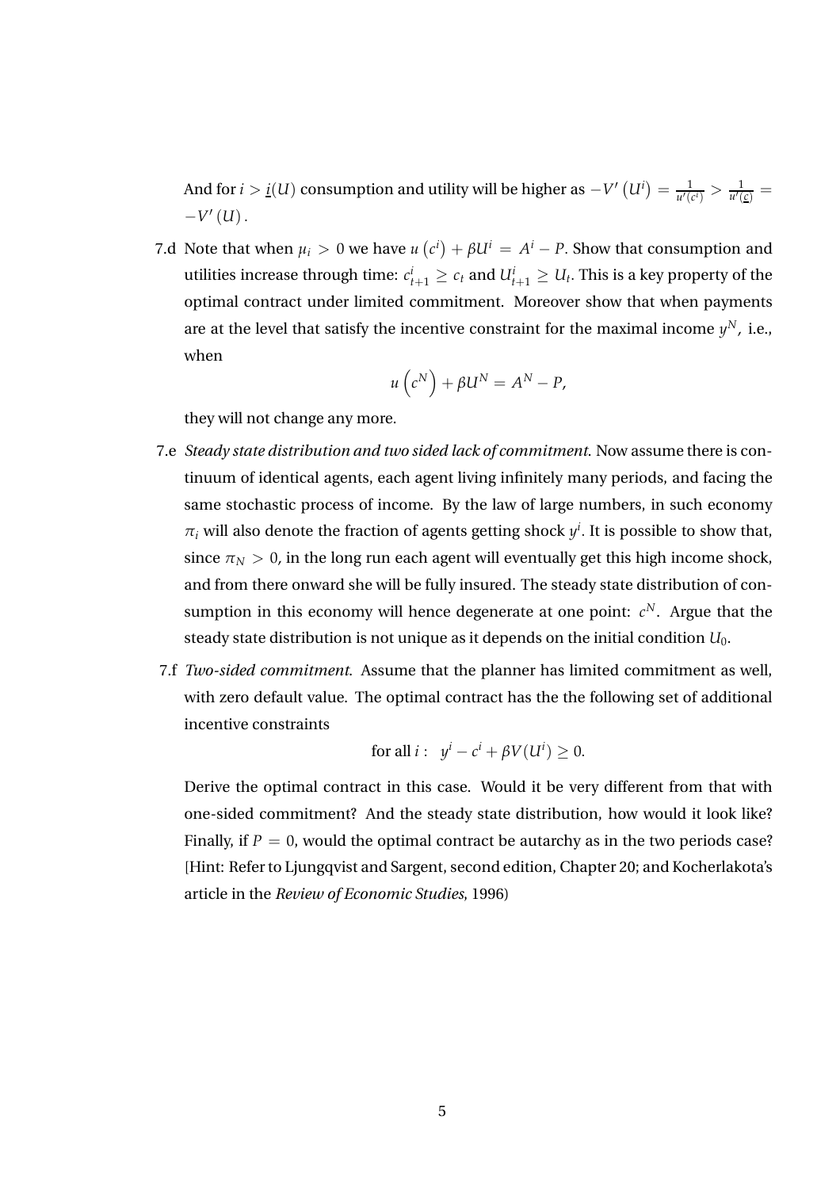And for $i > \underline{i}(U)$ consumption and utility will be higher as $-V'\left(U^i\right) = \frac{1}{u'(c^i)} > \frac{1}{u'(\underline{c})} = -V'(U)$.

7.d Note that when $\mu_i > 0$ we have $u\left(c^i\right) + \beta U^i = A^i - P$. Show that consumption and utilities increase through time: $c^i_{t+1} \geq c_t$ and $U^i_{t+1} \geq U_t$. This is a key property of the optimal contract under limited commitment. Moreover show that when payments are at the level that satisfy the incentive constraint for the maximal income $y^N$, i.e., when

$$u\left(c^N\right) + \beta U^N = A^N - P,$$

they will not change any more.

7.e *Steady state distribution and two sided lack of commitment.* Now assume there is continuum of identical agents, each agent living infinitely many periods, and facing the same stochastic process of income. By the law of large numbers, in such economy $\pi_i$ will also denote the fraction of agents getting shock $y^i$. It is possible to show that, since $\pi_N > 0$, in the long run each agent will eventually get this high income shock, and from there onward she will be fully insured. The steady state distribution of consumption in this economy will hence degenerate at one point: $c^N$. Argue that the steady state distribution is not unique as it depends on the initial condition $U_0$.

7.f *Two-sided commitment.* Assume that the planner has limited commitment as well, with zero default value. The optimal contract has the the following set of additional incentive constraints

$$\text{for all } i: \;\; y^i - c^i + \beta V(U^i) \geq 0.$$

Derive the optimal contract in this case. Would it be very different from that with one-sided commitment? And the steady state distribution, how would it look like? Finally, if $P = 0$, would the optimal contract be autarchy as in the two periods case? [Hint: Refer to Ljungqvist and Sargent, second edition, Chapter 20; and Kocherlakota's article in the *Review of Economic Studies*, 1996)